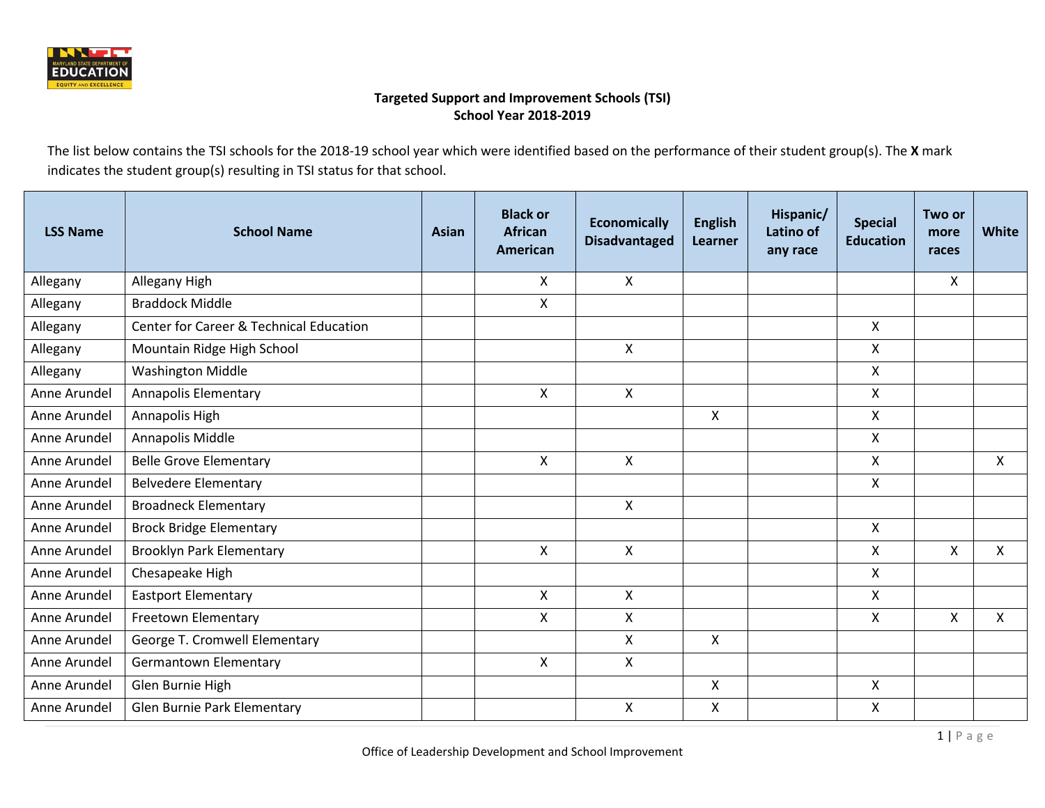**Targeted Support and Improvement Schools (TSI)**
**School Year 2018-2019**

The list below contains the TSI schools for the 2018-19 school year which were identified based on the performance of their student group(s). The **X** mark indicates the student group(s) resulting in TSI status for that school.

| LSS Name | School Name | Asian | Black or African American | Economically Disadvantaged | English Learner | Hispanic/ Latino of any race | Special Education | Two or more races | White |
|---|---|---|---|---|---|---|---|---|---|
| Allegany | Allegany High | | X | X | | | | X | |
| Allegany | Braddock Middle | | X | | | | | | |
| Allegany | Center for Career & Technical Education | | | | | | X | | |
| Allegany | Mountain Ridge High School | | | X | | | X | | |
| Allegany | Washington Middle | | | | | | X | | |
| Anne Arundel | Annapolis Elementary | | X | X | | | X | | |
| Anne Arundel | Annapolis High | | | | X | | X | | |
| Anne Arundel | Annapolis Middle | | | | | | X | | |
| Anne Arundel | Belle Grove Elementary | | X | X | | | X | | X |
| Anne Arundel | Belvedere Elementary | | | | | | X | | |
| Anne Arundel | Broadneck Elementary | | | X | | | | | |
| Anne Arundel | Brock Bridge Elementary | | | | | | X | | |
| Anne Arundel | Brooklyn Park Elementary | | X | X | | | X | X | X |
| Anne Arundel | Chesapeake High | | | | | | X | | |
| Anne Arundel | Eastport Elementary | | X | X | | | X | | |
| Anne Arundel | Freetown Elementary | | X | X | | | X | X | X |
| Anne Arundel | George T. Cromwell Elementary | | | X | X | | | | |
| Anne Arundel | Germantown Elementary | | X | X | | | | | |
| Anne Arundel | Glen Burnie High | | | | X | | X | | |
| Anne Arundel | Glen Burnie Park Elementary | | | X | X | | X | | |

Office of Leadership Development and School Improvement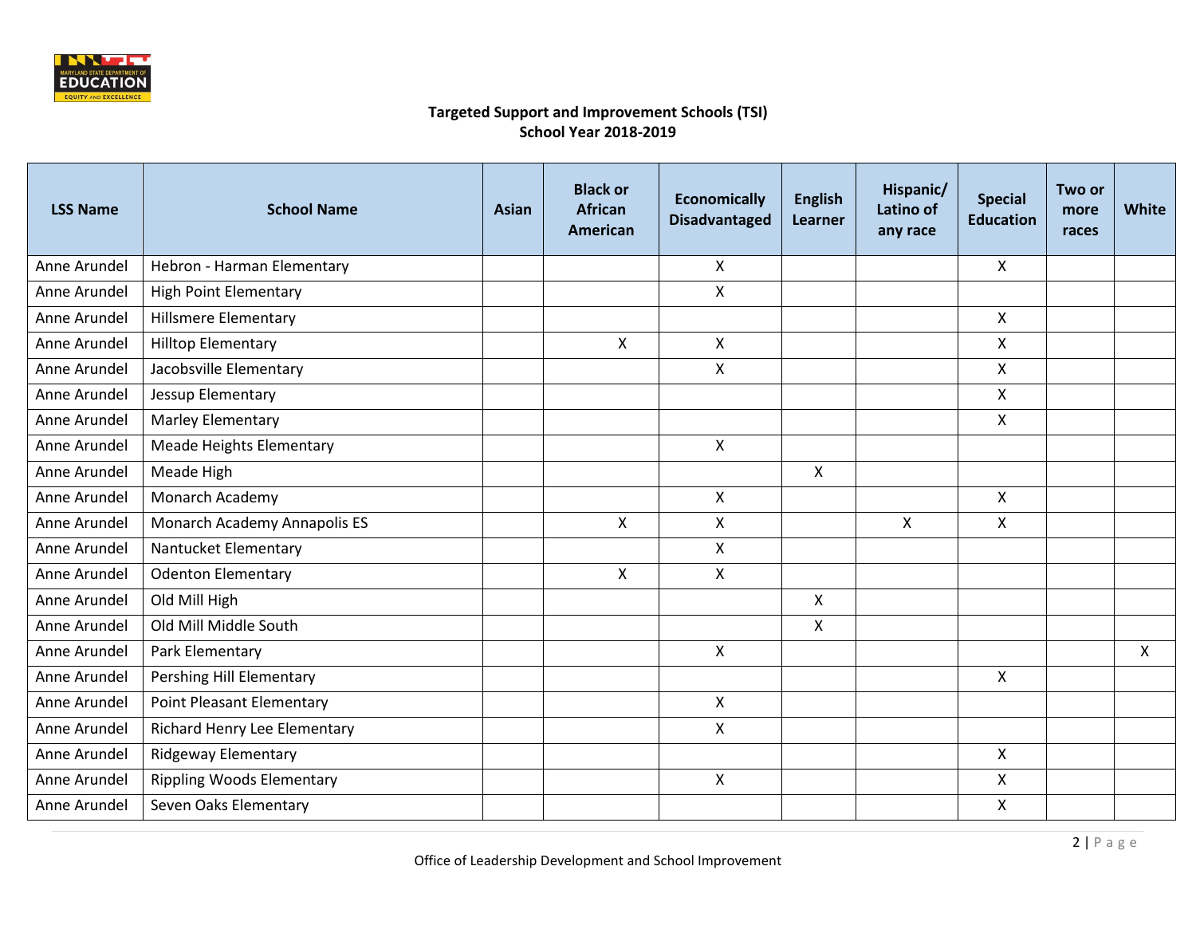**Targeted Support and Improvement Schools (TSI)**
**School Year 2018-2019**

| LSS Name | School Name | Asian | Black or African American | Economically Disadvantaged | English Learner | Hispanic/ Latino of any race | Special Education | Two or more races | White |
|---|---|---|---|---|---|---|---|---|---|
| Anne Arundel | Hebron - Harman Elementary | | | X | | | X | | |
| Anne Arundel | High Point Elementary | | | X | | | | | |
| Anne Arundel | Hillsmere Elementary | | | | | | X | | |
| Anne Arundel | Hilltop Elementary | | X | X | | | X | | |
| Anne Arundel | Jacobsville Elementary | | | X | | | X | | |
| Anne Arundel | Jessup Elementary | | | | | | X | | |
| Anne Arundel | Marley Elementary | | | | | | X | | |
| Anne Arundel | Meade Heights Elementary | | | X | | | | | |
| Anne Arundel | Meade High | | | | X | | | | |
| Anne Arundel | Monarch Academy | | | X | | | X | | |
| Anne Arundel | Monarch Academy Annapolis ES | | X | X | | X | X | | |
| Anne Arundel | Nantucket Elementary | | | X | | | | | |
| Anne Arundel | Odenton Elementary | | X | X | | | | | |
| Anne Arundel | Old Mill High | | | | X | | | | |
| Anne Arundel | Old Mill Middle South | | | | X | | | | |
| Anne Arundel | Park Elementary | | | X | | | | | X |
| Anne Arundel | Pershing Hill Elementary | | | | | | X | | |
| Anne Arundel | Point Pleasant Elementary | | | X | | | | | |
| Anne Arundel | Richard Henry Lee Elementary | | | X | | | | | |
| Anne Arundel | Ridgeway Elementary | | | | | | X | | |
| Anne Arundel | Rippling Woods Elementary | | | X | | | X | | |
| Anne Arundel | Seven Oaks Elementary | | | | | | X | | |

Office of Leadership Development and School Improvement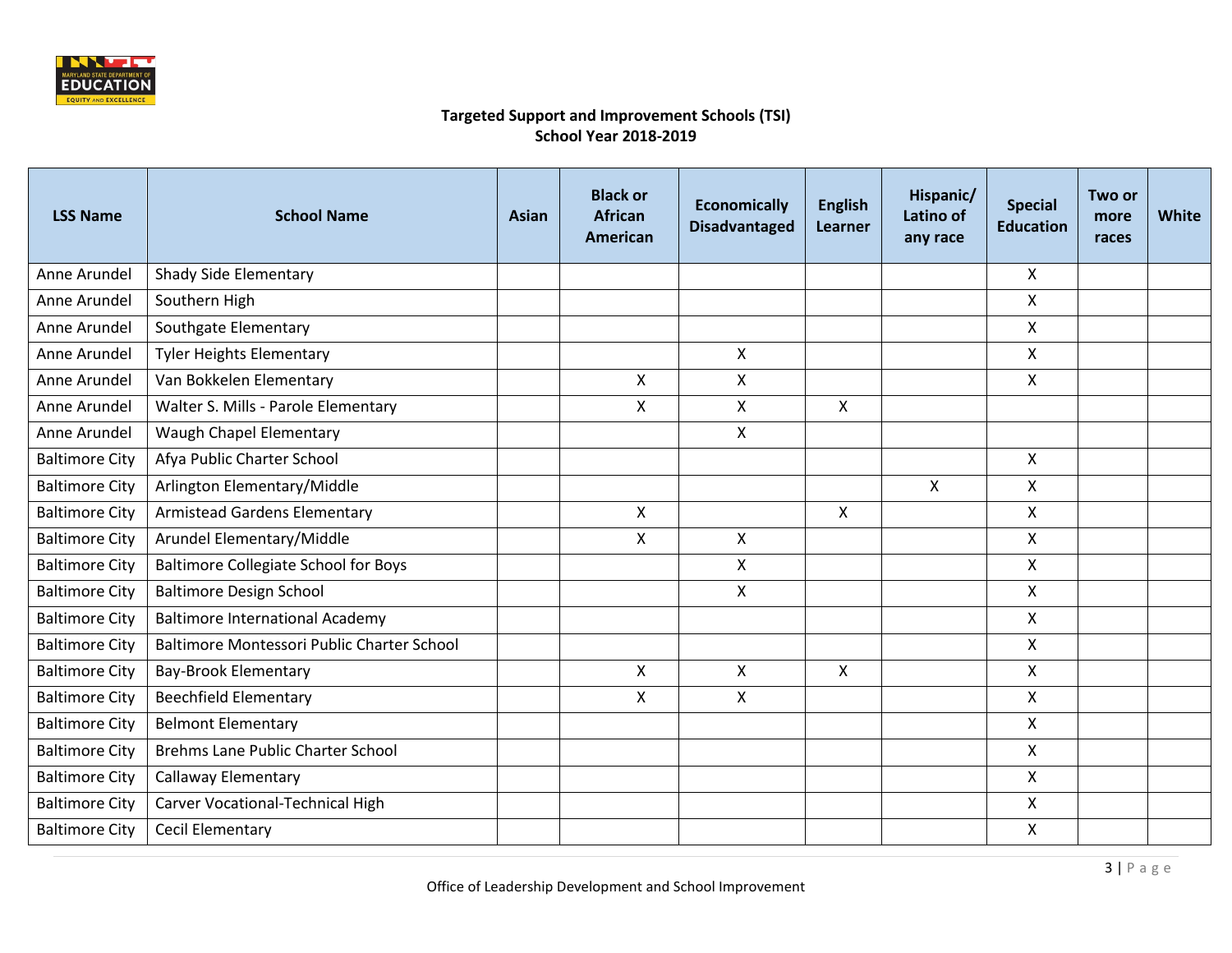**Targeted Support and Improvement Schools (TSI)**
**School Year 2018-2019**

| LSS Name | School Name | Asian | Black or African American | Economically Disadvantaged | English Learner | Hispanic/ Latino of any race | Special Education | Two or more races | White |
|---|---|---|---|---|---|---|---|---|---|
| Anne Arundel | Shady Side Elementary | | | | | | X | | |
| Anne Arundel | Southern High | | | | | | X | | |
| Anne Arundel | Southgate Elementary | | | | | | X | | |
| Anne Arundel | Tyler Heights Elementary | | | X | | | X | | |
| Anne Arundel | Van Bokkelen Elementary | | X | X | | | X | | |
| Anne Arundel | Walter S. Mills - Parole Elementary | | X | X | X | | | | |
| Anne Arundel | Waugh Chapel Elementary | | | X | | | | | |
| Baltimore City | Afya Public Charter School | | | | | | X | | |
| Baltimore City | Arlington Elementary/Middle | | | | | X | X | | |
| Baltimore City | Armistead Gardens Elementary | | X | | X | | X | | |
| Baltimore City | Arundel Elementary/Middle | | X | X | | | X | | |
| Baltimore City | Baltimore Collegiate School for Boys | | | X | | | X | | |
| Baltimore City | Baltimore Design School | | | X | | | X | | |
| Baltimore City | Baltimore International Academy | | | | | | X | | |
| Baltimore City | Baltimore Montessori Public Charter School | | | | | | X | | |
| Baltimore City | Bay-Brook Elementary | | X | X | X | | X | | |
| Baltimore City | Beechfield Elementary | | X | X | | | X | | |
| Baltimore City | Belmont Elementary | | | | | | X | | |
| Baltimore City | Brehms Lane Public Charter School | | | | | | X | | |
| Baltimore City | Callaway Elementary | | | | | | X | | |
| Baltimore City | Carver Vocational-Technical High | | | | | | X | | |
| Baltimore City | Cecil Elementary | | | | | | X | | |

Office of Leadership Development and School Improvement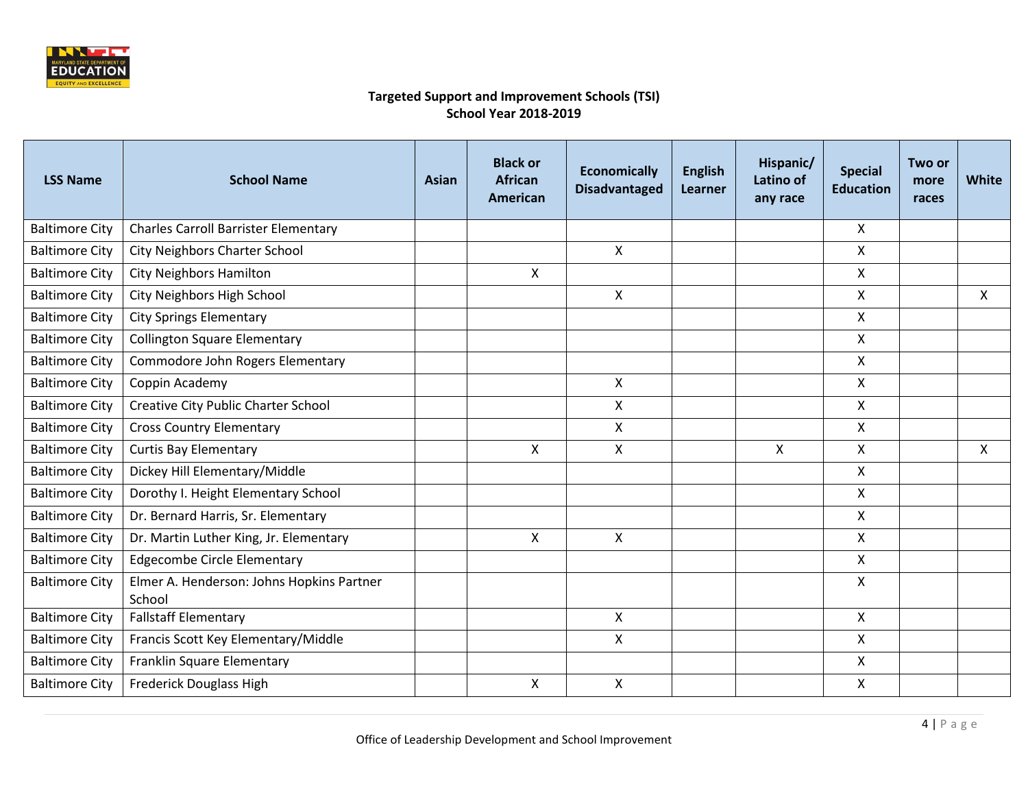**Targeted Support and Improvement Schools (TSI)**
**School Year 2018-2019**

| LSS Name | School Name | Asian | Black or African American | Economically Disadvantaged | English Learner | Hispanic/ Latino of any race | Special Education | Two or more races | White |
|---|---|---|---|---|---|---|---|---|---|
| Baltimore City | Charles Carroll Barrister Elementary | | | | | | X | | |
| Baltimore City | City Neighbors Charter School | | | X | | | X | | |
| Baltimore City | City Neighbors Hamilton | | X | | | | X | | |
| Baltimore City | City Neighbors High School | | | X | | | X | | X |
| Baltimore City | City Springs Elementary | | | | | | X | | |
| Baltimore City | Collington Square Elementary | | | | | | X | | |
| Baltimore City | Commodore John Rogers Elementary | | | | | | X | | |
| Baltimore City | Coppin Academy | | | X | | | X | | |
| Baltimore City | Creative City Public Charter School | | | X | | | X | | |
| Baltimore City | Cross Country Elementary | | | X | | | X | | |
| Baltimore City | Curtis Bay Elementary | | X | X | | X | X | | X |
| Baltimore City | Dickey Hill Elementary/Middle | | | | | | X | | |
| Baltimore City | Dorothy I. Height Elementary School | | | | | | X | | |
| Baltimore City | Dr. Bernard Harris, Sr. Elementary | | | | | | X | | |
| Baltimore City | Dr. Martin Luther King, Jr. Elementary | | X | X | | | X | | |
| Baltimore City | Edgecombe Circle Elementary | | | | | | X | | |
| Baltimore City | Elmer A. Henderson: Johns Hopkins Partner School | | | | | | X | | |
| Baltimore City | Fallstaff Elementary | | | X | | | X | | |
| Baltimore City | Francis Scott Key Elementary/Middle | | | X | | | X | | |
| Baltimore City | Franklin Square Elementary | | | | | | X | | |
| Baltimore City | Frederick Douglass High | | X | X | | | X | | |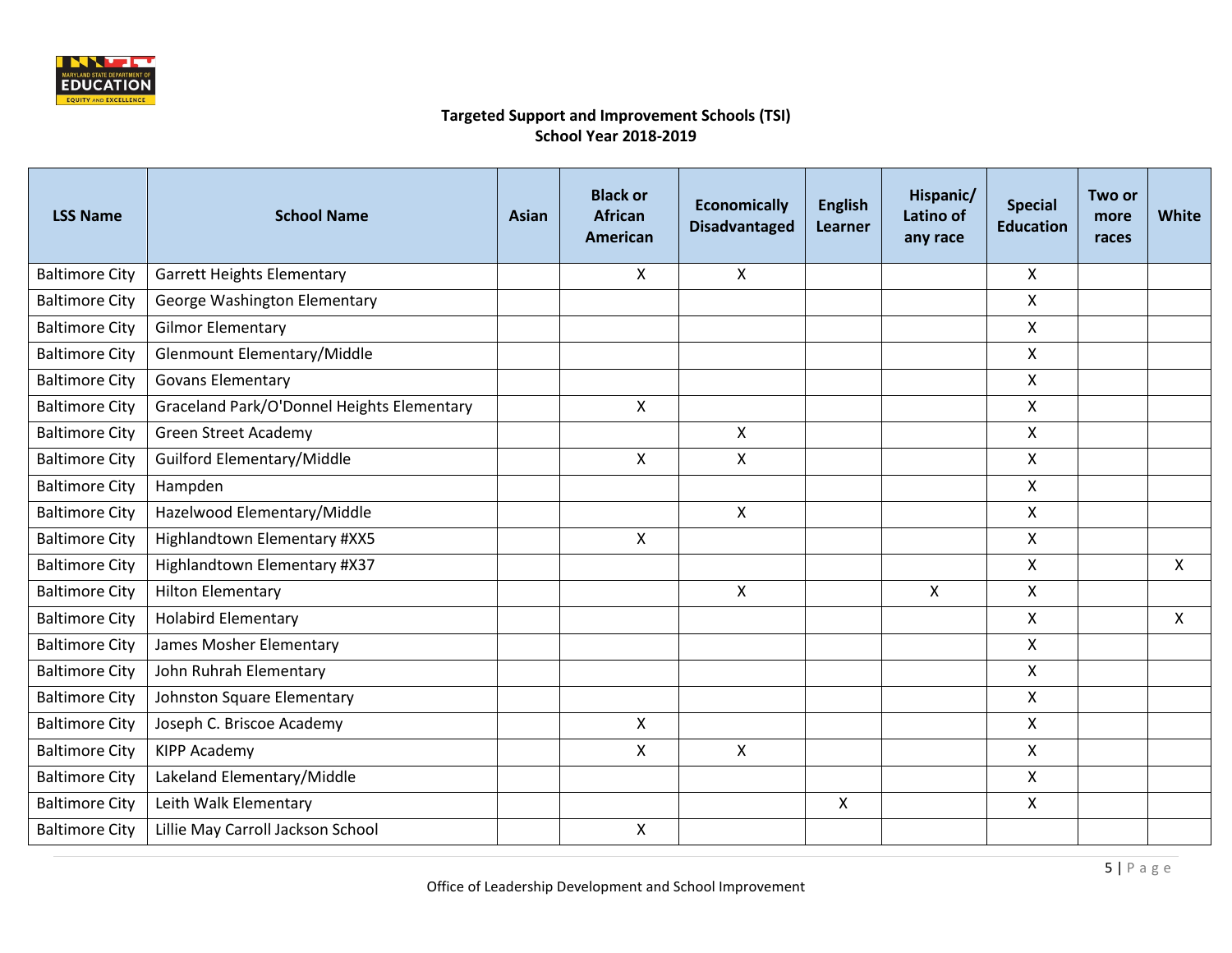**Targeted Support and Improvement Schools (TSI)**
**School Year 2018-2019**

| LSS Name | School Name | Asian | Black or African American | Economically Disadvantaged | English Learner | Hispanic/ Latino of any race | Special Education | Two or more races | White |
|---|---|---|---|---|---|---|---|---|---|
| Baltimore City | Garrett Heights Elementary | | X | X | | | X | | |
| Baltimore City | George Washington Elementary | | | | | | X | | |
| Baltimore City | Gilmor Elementary | | | | | | X | | |
| Baltimore City | Glenmount Elementary/Middle | | | | | | X | | |
| Baltimore City | Govans Elementary | | | | | | X | | |
| Baltimore City | Graceland Park/O'Donnel Heights Elementary | | X | | | | X | | |
| Baltimore City | Green Street Academy | | | X | | | X | | |
| Baltimore City | Guilford Elementary/Middle | | X | X | | | X | | |
| Baltimore City | Hampden | | | | | | X | | |
| Baltimore City | Hazelwood Elementary/Middle | | | X | | | X | | |
| Baltimore City | Highlandtown Elementary #XX5 | | X | | | | X | | |
| Baltimore City | Highlandtown Elementary #X37 | | | | | | X | | X |
| Baltimore City | Hilton Elementary | | | X | | X | X | | |
| Baltimore City | Holabird Elementary | | | | | | X | | X |
| Baltimore City | James Mosher Elementary | | | | | | X | | |
| Baltimore City | John Ruhrah Elementary | | | | | | X | | |
| Baltimore City | Johnston Square Elementary | | | | | | X | | |
| Baltimore City | Joseph C. Briscoe Academy | | X | | | | X | | |
| Baltimore City | KIPP Academy | | X | X | | | X | | |
| Baltimore City | Lakeland Elementary/Middle | | | | | | X | | |
| Baltimore City | Leith Walk Elementary | | | | X | | X | | |
| Baltimore City | Lillie May Carroll Jackson School | | X | | | | | | |

Office of Leadership Development and School Improvement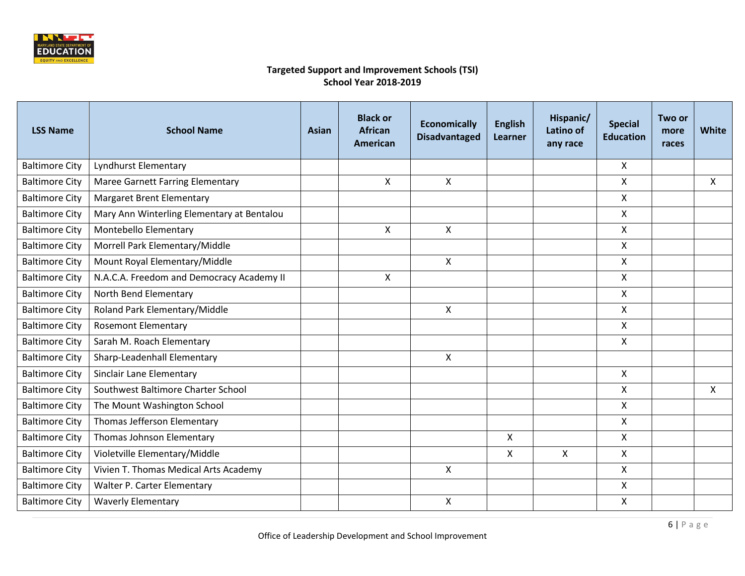**Targeted Support and Improvement Schools (TSI)**
**School Year 2018-2019**

| LSS Name | School Name | Asian | Black or African American | Economically Disadvantaged | English Learner | Hispanic/ Latino of any race | Special Education | Two or more races | White |
|---|---|---|---|---|---|---|---|---|---|
| Baltimore City | Lyndhurst Elementary | | | | | | X | | |
| Baltimore City | Maree Garnett Farring Elementary | | X | X | | | X | | X |
| Baltimore City | Margaret Brent Elementary | | | | | | X | | |
| Baltimore City | Mary Ann Winterling Elementary at Bentalou | | | | | | X | | |
| Baltimore City | Montebello Elementary | | X | X | | | X | | |
| Baltimore City | Morrell Park Elementary/Middle | | | | | | X | | |
| Baltimore City | Mount Royal Elementary/Middle | | | X | | | X | | |
| Baltimore City | N.A.C.A. Freedom and Democracy Academy II | | X | | | | X | | |
| Baltimore City | North Bend Elementary | | | | | | X | | |
| Baltimore City | Roland Park Elementary/Middle | | | X | | | X | | |
| Baltimore City | Rosemont Elementary | | | | | | X | | |
| Baltimore City | Sarah M. Roach Elementary | | | | | | X | | |
| Baltimore City | Sharp-Leadenhall Elementary | | | X | | | | | |
| Baltimore City | Sinclair Lane Elementary | | | | | | X | | |
| Baltimore City | Southwest Baltimore Charter School | | | | | | X | | X |
| Baltimore City | The Mount Washington School | | | | | | X | | |
| Baltimore City | Thomas Jefferson Elementary | | | | | | X | | |
| Baltimore City | Thomas Johnson Elementary | | | | X | | X | | |
| Baltimore City | Violetville Elementary/Middle | | | | X | X | X | | |
| Baltimore City | Vivien T. Thomas Medical Arts Academy | | | X | | | X | | |
| Baltimore City | Walter P. Carter Elementary | | | | | | X | | |
| Baltimore City | Waverly Elementary | | | X | | | X | | |

Office of Leadership Development and School Improvement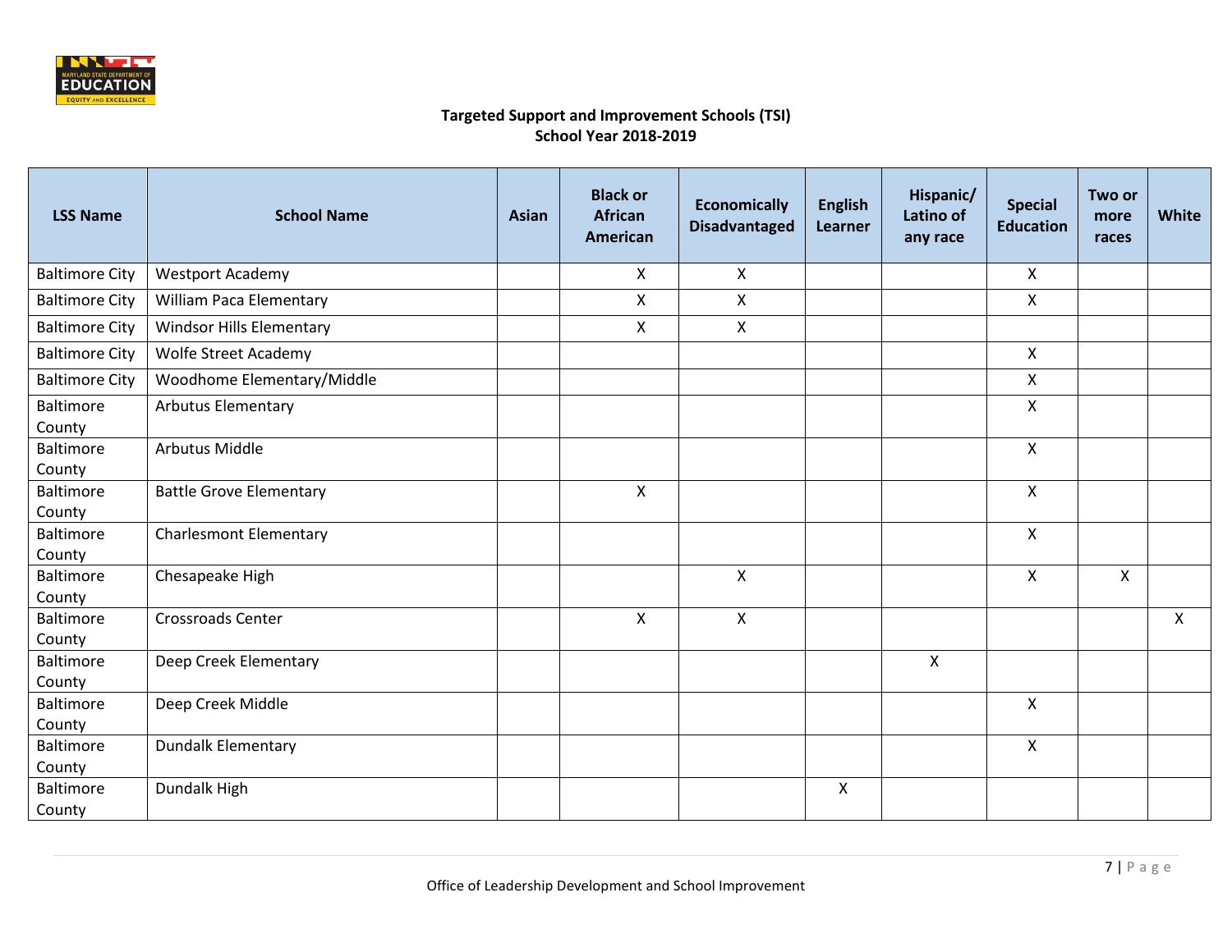**Targeted Support and Improvement Schools (TSI)**
**School Year 2018-2019**

| LSS Name | School Name | Asian | Black or African American | Economically Disadvantaged | English Learner | Hispanic/ Latino of any race | Special Education | Two or more races | White |
|---|---|---|---|---|---|---|---|---|---|
| Baltimore City | Westport Academy | | X | X | | | X | | |
| Baltimore City | William Paca Elementary | | X | X | | | X | | |
| Baltimore City | Windsor Hills Elementary | | X | X | | | | | |
| Baltimore City | Wolfe Street Academy | | | | | | X | | |
| Baltimore City | Woodhome Elementary/Middle | | | | | | X | | |
| Baltimore County | Arbutus Elementary | | | | | | X | | |
| Baltimore County | Arbutus Middle | | | | | | X | | |
| Baltimore County | Battle Grove Elementary | | X | | | | X | | |
| Baltimore County | Charlesmont Elementary | | | | | | X | | |
| Baltimore County | Chesapeake High | | | X | | | X | X | |
| Baltimore County | Crossroads Center | | X | X | | | | | X |
| Baltimore County | Deep Creek Elementary | | | | | X | | | |
| Baltimore County | Deep Creek Middle | | | | | | X | | |
| Baltimore County | Dundalk Elementary | | | | | | X | | |
| Baltimore County | Dundalk High | | | | X | | | | |

Office of Leadership Development and School Improvement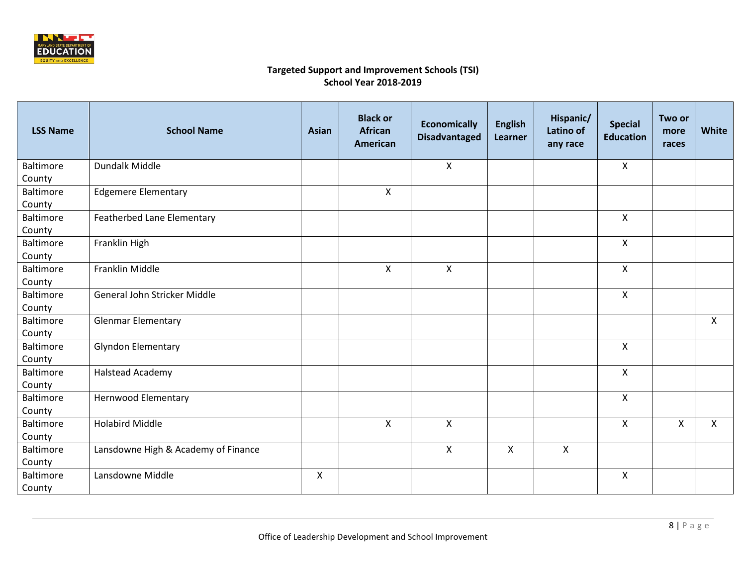**Targeted Support and Improvement Schools (TSI)**
**School Year 2018-2019**

| LSS Name | School Name | Asian | Black or African American | Economically Disadvantaged | English Learner | Hispanic/ Latino of any race | Special Education | Two or more races | White |
|---|---|---|---|---|---|---|---|---|---|
| Baltimore County | Dundalk Middle | | | X | | | X | | |
| Baltimore County | Edgemere Elementary | | X | | | | | | |
| Baltimore County | Featherbed Lane Elementary | | | | | | X | | |
| Baltimore County | Franklin High | | | | | | X | | |
| Baltimore County | Franklin Middle | | X | X | | | X | | |
| Baltimore County | General John Stricker Middle | | | | | | X | | |
| Baltimore County | Glenmar Elementary | | | | | | | | X |
| Baltimore County | Glyndon Elementary | | | | | | X | | |
| Baltimore County | Halstead Academy | | | | | | X | | |
| Baltimore County | Hernwood Elementary | | | | | | X | | |
| Baltimore County | Holabird Middle | | X | X | | | X | X | X |
| Baltimore County | Lansdowne High & Academy of Finance | | | X | X | X | | | |
| Baltimore County | Lansdowne Middle | X | | | | | X | | |

Office of Leadership Development and School Improvement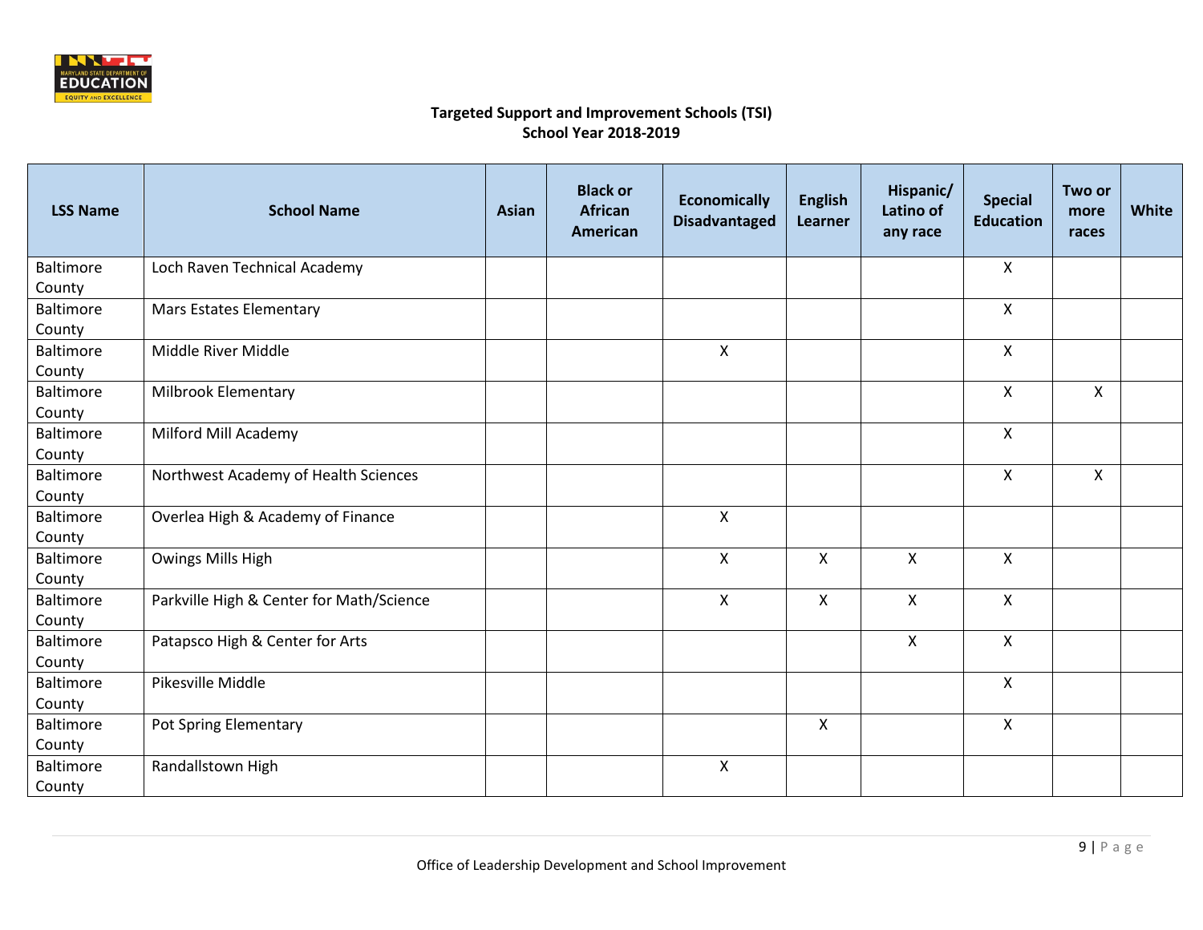**Targeted Support and Improvement Schools (TSI)**
**School Year 2018-2019**

| LSS Name | School Name | Asian | Black or African American | Economically Disadvantaged | English Learner | Hispanic/ Latino of any race | Special Education | Two or more races | White |
|---|---|---|---|---|---|---|---|---|---|
| Baltimore County | Loch Raven Technical Academy | | | | | | X | | |
| Baltimore County | Mars Estates Elementary | | | | | | X | | |
| Baltimore County | Middle River Middle | | | X | | | X | | |
| Baltimore County | Milbrook Elementary | | | | | | X | X | |
| Baltimore County | Milford Mill Academy | | | | | | X | | |
| Baltimore County | Northwest Academy of Health Sciences | | | | | | X | X | |
| Baltimore County | Overlea High & Academy of Finance | | | X | | | | | |
| Baltimore County | Owings Mills High | | | X | X | X | X | | |
| Baltimore County | Parkville High & Center for Math/Science | | | X | X | X | X | | |
| Baltimore County | Patapsco High & Center for Arts | | | | | X | X | | |
| Baltimore County | Pikesville Middle | | | | | | X | | |
| Baltimore County | Pot Spring Elementary | | | | X | | X | | |
| Baltimore County | Randallstown High | | | X | | | | | |

Office of Leadership Development and School Improvement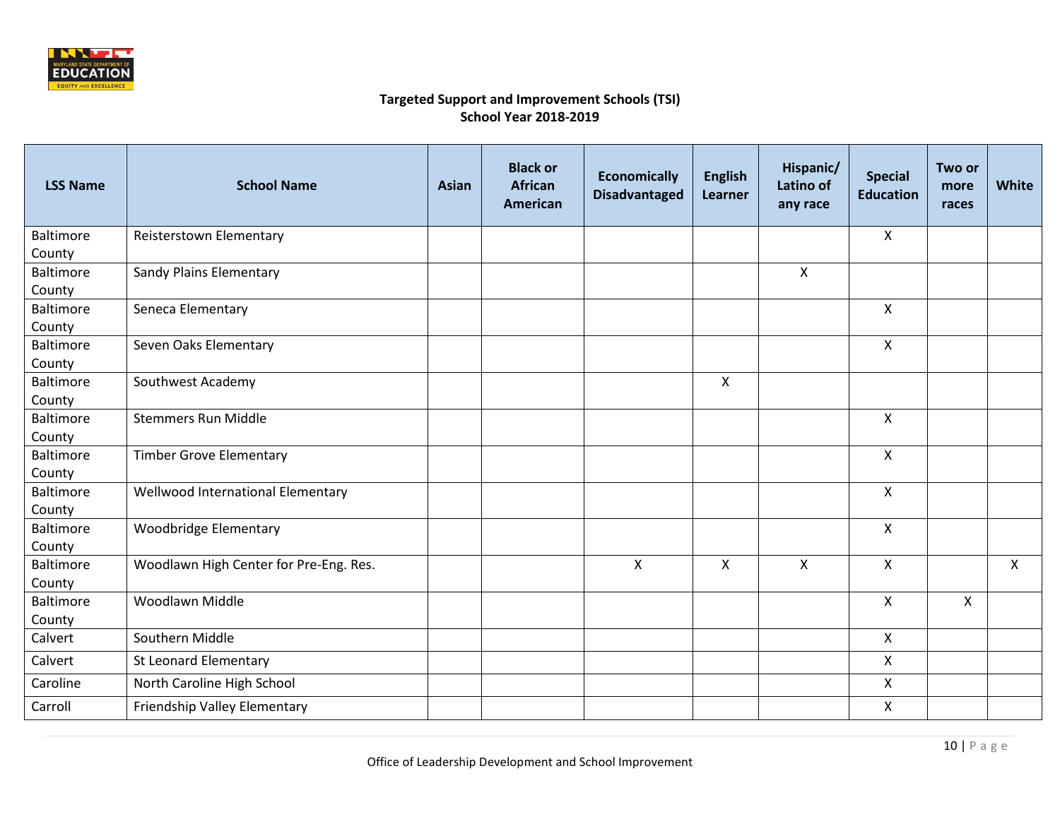**Targeted Support and Improvement Schools (TSI)**
**School Year 2018-2019**

| LSS Name | School Name | Asian | Black or African American | Economically Disadvantaged | English Learner | Hispanic/ Latino of any race | Special Education | Two or more races | White |
|---|---|---|---|---|---|---|---|---|---|
| Baltimore County | Reisterstown Elementary | | | | | | X | | |
| Baltimore County | Sandy Plains Elementary | | | | | X | | | |
| Baltimore County | Seneca Elementary | | | | | | X | | |
| Baltimore County | Seven Oaks Elementary | | | | | | X | | |
| Baltimore County | Southwest Academy | | | | X | | | | |
| Baltimore County | Stemmers Run Middle | | | | | | X | | |
| Baltimore County | Timber Grove Elementary | | | | | | X | | |
| Baltimore County | Wellwood International Elementary | | | | | | X | | |
| Baltimore County | Woodbridge Elementary | | | | | | X | | |
| Baltimore County | Woodlawn High Center for Pre-Eng. Res. | | | X | X | X | X | | X |
| Baltimore County | Woodlawn Middle | | | | | | X | X | |
| Calvert | Southern Middle | | | | | | X | | |
| Calvert | St Leonard Elementary | | | | | | X | | |
| Caroline | North Caroline High School | | | | | | X | | |
| Carroll | Friendship Valley Elementary | | | | | | X | | |

Office of Leadership Development and School Improvement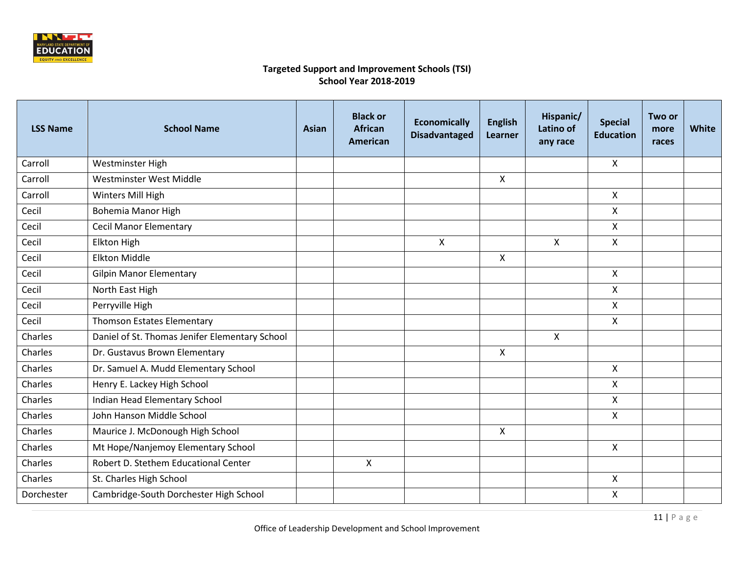**Targeted Support and Improvement Schools (TSI)**
**School Year 2018-2019**

| LSS Name | School Name | Asian | Black or African American | Economically Disadvantaged | English Learner | Hispanic/ Latino of any race | Special Education | Two or more races | White |
|---|---|---|---|---|---|---|---|---|---|
| Carroll | Westminster High | | | | | | X | | |
| Carroll | Westminster West Middle | | | | X | | | | |
| Carroll | Winters Mill High | | | | | | X | | |
| Cecil | Bohemia Manor High | | | | | | X | | |
| Cecil | Cecil Manor Elementary | | | | | | X | | |
| Cecil | Elkton High | | | X | | X | X | | |
| Cecil | Elkton Middle | | | | X | | | | |
| Cecil | Gilpin Manor Elementary | | | | | | X | | |
| Cecil | North East High | | | | | | X | | |
| Cecil | Perryville High | | | | | | X | | |
| Cecil | Thomson Estates Elementary | | | | | | X | | |
| Charles | Daniel of St. Thomas Jenifer Elementary School | | | | | X | | | |
| Charles | Dr. Gustavus Brown Elementary | | | | X | | | | |
| Charles | Dr. Samuel A. Mudd Elementary School | | | | | | X | | |
| Charles | Henry E. Lackey High School | | | | | | X | | |
| Charles | Indian Head Elementary School | | | | | | X | | |
| Charles | John Hanson Middle School | | | | | | X | | |
| Charles | Maurice J. McDonough High School | | | | X | | | | |
| Charles | Mt Hope/Nanjemoy Elementary School | | | | | | X | | |
| Charles | Robert D. Stethem Educational Center | | X | | | | | | |
| Charles | St. Charles High School | | | | | | X | | |
| Dorchester | Cambridge-South Dorchester High School | | | | | | X | | |

Office of Leadership Development and School Improvement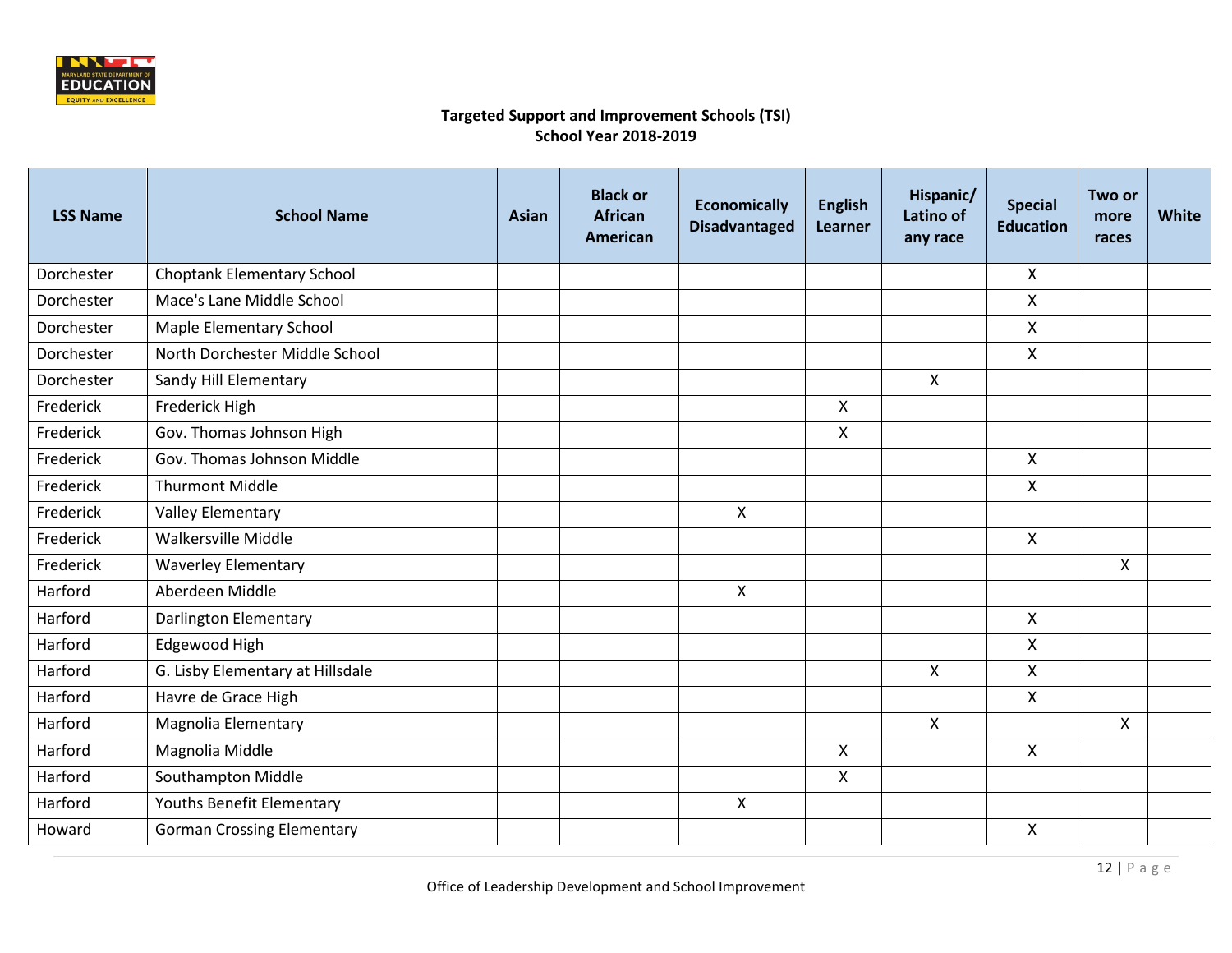## Targeted Support and Improvement Schools (TSI)
## School Year 2018-2019

| LSS Name | School Name | Asian | Black or African American | Economically Disadvantaged | English Learner | Hispanic/ Latino of any race | Special Education | Two or more races | White |
|---|---|---|---|---|---|---|---|---|---|
| Dorchester | Choptank Elementary School | | | | | | X | | |
| Dorchester | Mace's Lane Middle School | | | | | | X | | |
| Dorchester | Maple Elementary School | | | | | | X | | |
| Dorchester | North Dorchester Middle School | | | | | | X | | |
| Dorchester | Sandy Hill Elementary | | | | | X | | | |
| Frederick | Frederick High | | | | X | | | | |
| Frederick | Gov. Thomas Johnson High | | | | X | | | | |
| Frederick | Gov. Thomas Johnson Middle | | | | | | X | | |
| Frederick | Thurmont Middle | | | | | | X | | |
| Frederick | Valley Elementary | | | X | | | | | |
| Frederick | Walkersville Middle | | | | | | X | | |
| Frederick | Waverley Elementary | | | | | | | X | |
| Harford | Aberdeen Middle | | | X | | | | | |
| Harford | Darlington Elementary | | | | | | X | | |
| Harford | Edgewood High | | | | | | X | | |
| Harford | G. Lisby Elementary at Hillsdale | | | | | X | X | | |
| Harford | Havre de Grace High | | | | | | X | | |
| Harford | Magnolia Elementary | | | | | X | | X | |
| Harford | Magnolia Middle | | | | X | | X | | |
| Harford | Southampton Middle | | | | X | | | | |
| Harford | Youths Benefit Elementary | | | X | | | | | |
| Howard | Gorman Crossing Elementary | | | | | | X | | |

Office of Leadership Development and School Improvement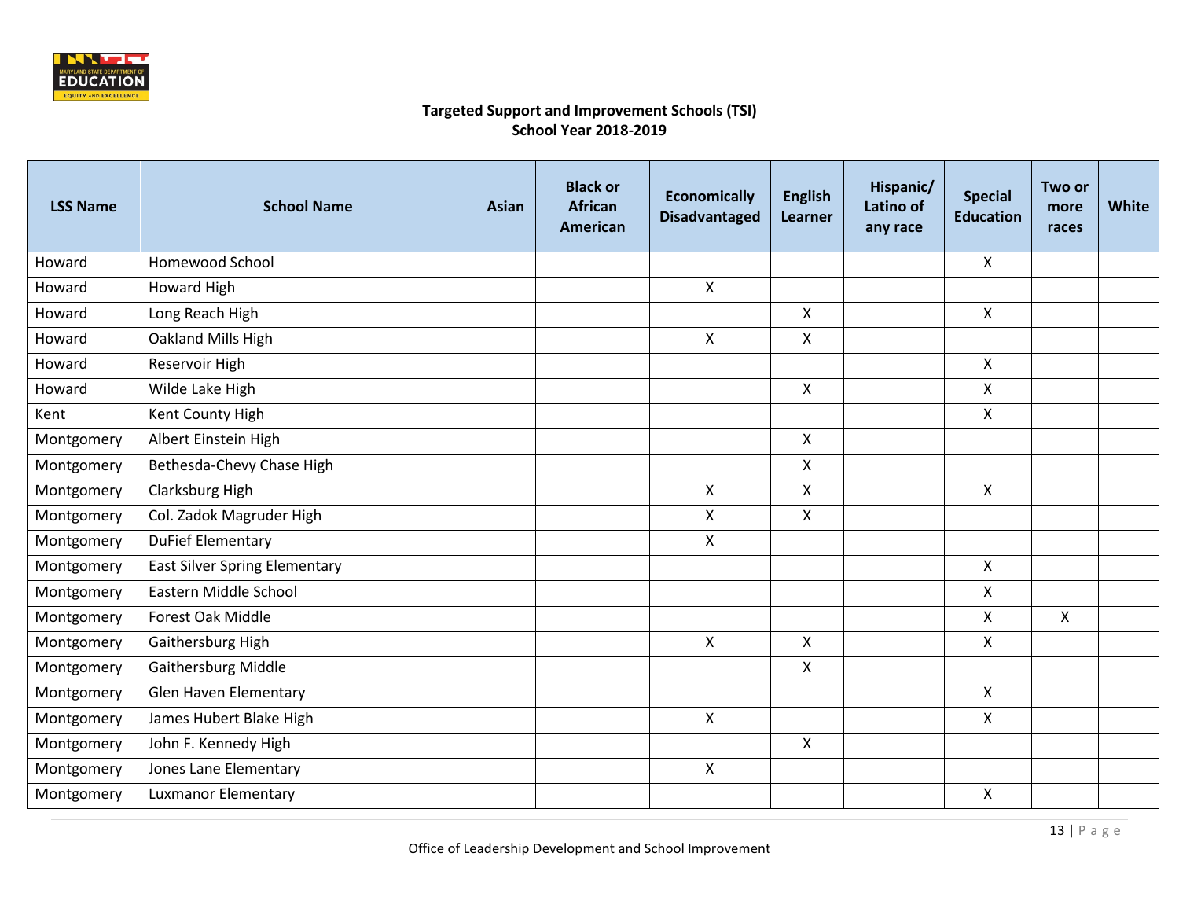**Targeted Support and Improvement Schools (TSI)**
**School Year 2018-2019**

| LSS Name | School Name | Asian | Black or African American | Economically Disadvantaged | English Learner | Hispanic/ Latino of any race | Special Education | Two or more races | White |
|---|---|---|---|---|---|---|---|---|---|
| Howard | Homewood School | | | | | | X | | |
| Howard | Howard High | | | X | | | | | |
| Howard | Long Reach High | | | | X | | X | | |
| Howard | Oakland Mills High | | | X | X | | | | |
| Howard | Reservoir High | | | | | | X | | |
| Howard | Wilde Lake High | | | | X | | X | | |
| Kent | Kent County High | | | | | | X | | |
| Montgomery | Albert Einstein High | | | | X | | | | |
| Montgomery | Bethesda-Chevy Chase High | | | | X | | | | |
| Montgomery | Clarksburg High | | | X | X | | X | | |
| Montgomery | Col. Zadok Magruder High | | | X | X | | | | |
| Montgomery | DuFief Elementary | | | X | | | | | |
| Montgomery | East Silver Spring Elementary | | | | | | X | | |
| Montgomery | Eastern Middle School | | | | | | X | | |
| Montgomery | Forest Oak Middle | | | | | | X | X | |
| Montgomery | Gaithersburg High | | | X | X | | X | | |
| Montgomery | Gaithersburg Middle | | | | X | | | | |
| Montgomery | Glen Haven Elementary | | | | | | X | | |
| Montgomery | James Hubert Blake High | | | X | | | X | | |
| Montgomery | John F. Kennedy High | | | | X | | | | |
| Montgomery | Jones Lane Elementary | | | X | | | | | |
| Montgomery | Luxmanor Elementary | | | | | | X | | |

Office of Leadership Development and School Improvement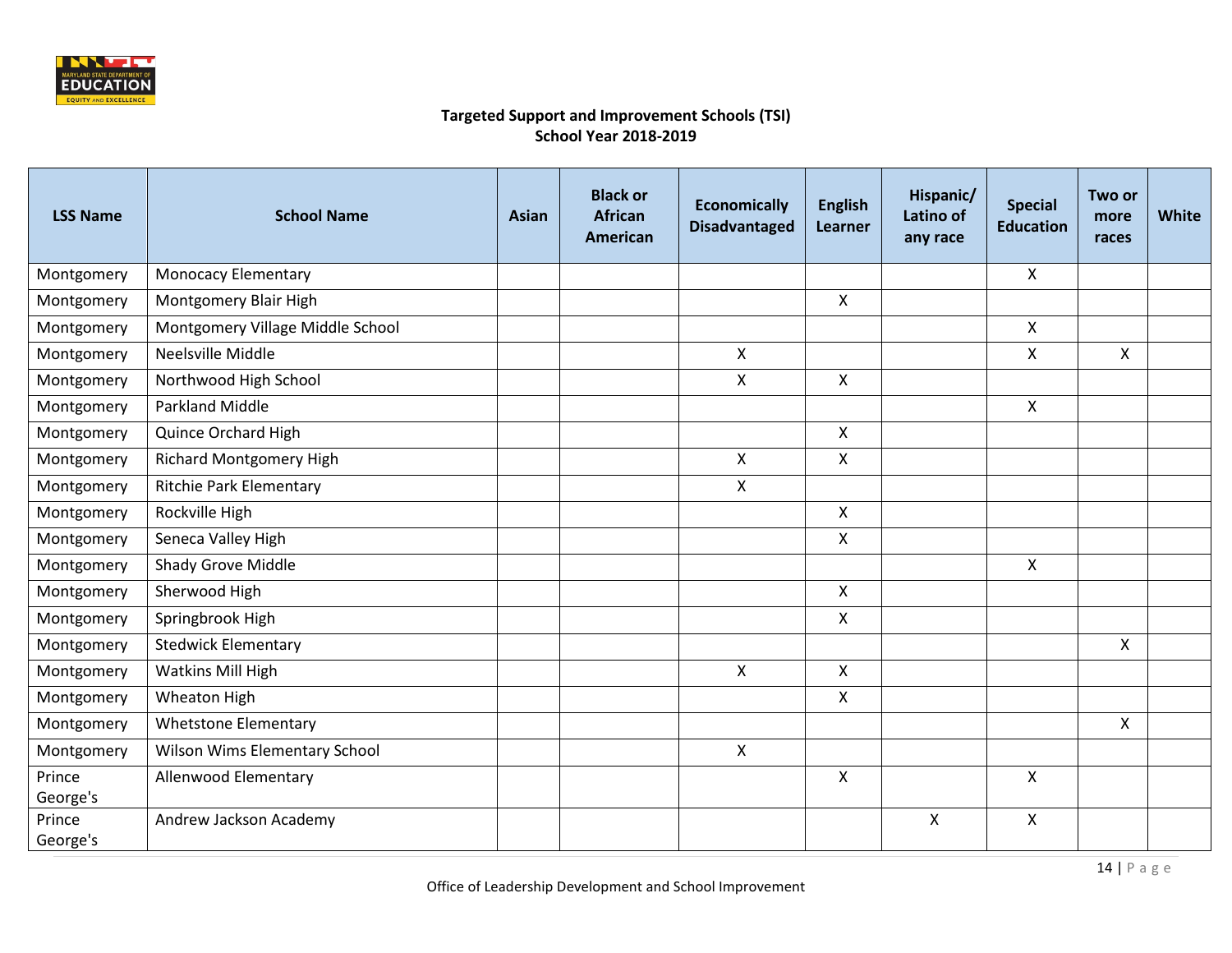**Targeted Support and Improvement Schools (TSI)**
**School Year 2018-2019**

| LSS Name | School Name | Asian | Black or African American | Economically Disadvantaged | English Learner | Hispanic/ Latino of any race | Special Education | Two or more races | White |
|---|---|---|---|---|---|---|---|---|---|
| Montgomery | Monocacy Elementary | | | | | | X | | |
| Montgomery | Montgomery Blair High | | | | X | | | | |
| Montgomery | Montgomery Village Middle School | | | | | | X | | |
| Montgomery | Neelsville Middle | | | X | | | X | X | |
| Montgomery | Northwood High School | | | X | X | | | | |
| Montgomery | Parkland Middle | | | | | | X | | |
| Montgomery | Quince Orchard High | | | | X | | | | |
| Montgomery | Richard Montgomery High | | | X | X | | | | |
| Montgomery | Ritchie Park Elementary | | | X | | | | | |
| Montgomery | Rockville High | | | | X | | | | |
| Montgomery | Seneca Valley High | | | | X | | | | |
| Montgomery | Shady Grove Middle | | | | | | X | | |
| Montgomery | Sherwood High | | | | X | | | | |
| Montgomery | Springbrook High | | | | X | | | | |
| Montgomery | Stedwick Elementary | | | | | | | X | |
| Montgomery | Watkins Mill High | | | X | X | | | | |
| Montgomery | Wheaton High | | | | X | | | | |
| Montgomery | Whetstone Elementary | | | | | | | X | |
| Montgomery | Wilson Wims Elementary School | | | X | | | | | |
| Prince George's | Allenwood Elementary | | | | X | | X | | |
| Prince George's | Andrew Jackson Academy | | | | | X | X | | |

Office of Leadership Development and School Improvement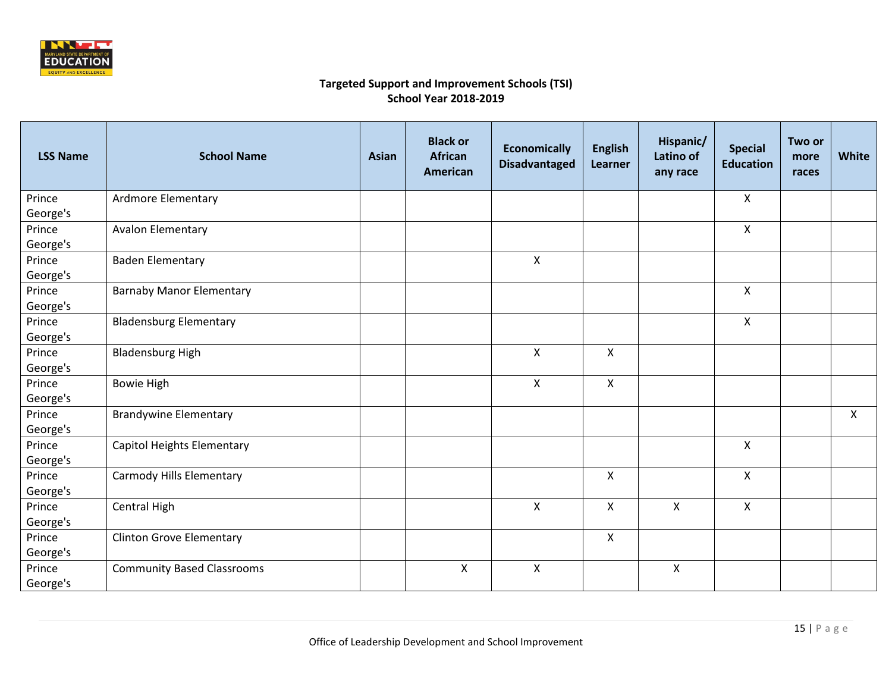## Targeted Support and Improvement Schools (TSI)
## School Year 2018-2019

| LSS Name | School Name | Asian | Black or African American | Economically Disadvantaged | English Learner | Hispanic/ Latino of any race | Special Education | Two or more races | White |
|---|---|---|---|---|---|---|---|---|---|
| Prince George's | Ardmore Elementary | | | | | | X | | |
| Prince George's | Avalon Elementary | | | | | | X | | |
| Prince George's | Baden Elementary | | | X | | | | | |
| Prince George's | Barnaby Manor Elementary | | | | | | X | | |
| Prince George's | Bladensburg Elementary | | | | | | X | | |
| Prince George's | Bladensburg High | | | X | X | | | | |
| Prince George's | Bowie High | | | X | X | | | | |
| Prince George's | Brandywine Elementary | | | | | | | | X |
| Prince George's | Capitol Heights Elementary | | | | | | X | | |
| Prince George's | Carmody Hills Elementary | | | | X | | X | | |
| Prince George's | Central High | | | X | X | X | X | | |
| Prince George's | Clinton Grove Elementary | | | | X | | | | |
| Prince George's | Community Based Classrooms | | X | X | | X | | | |

Office of Leadership Development and School Improvement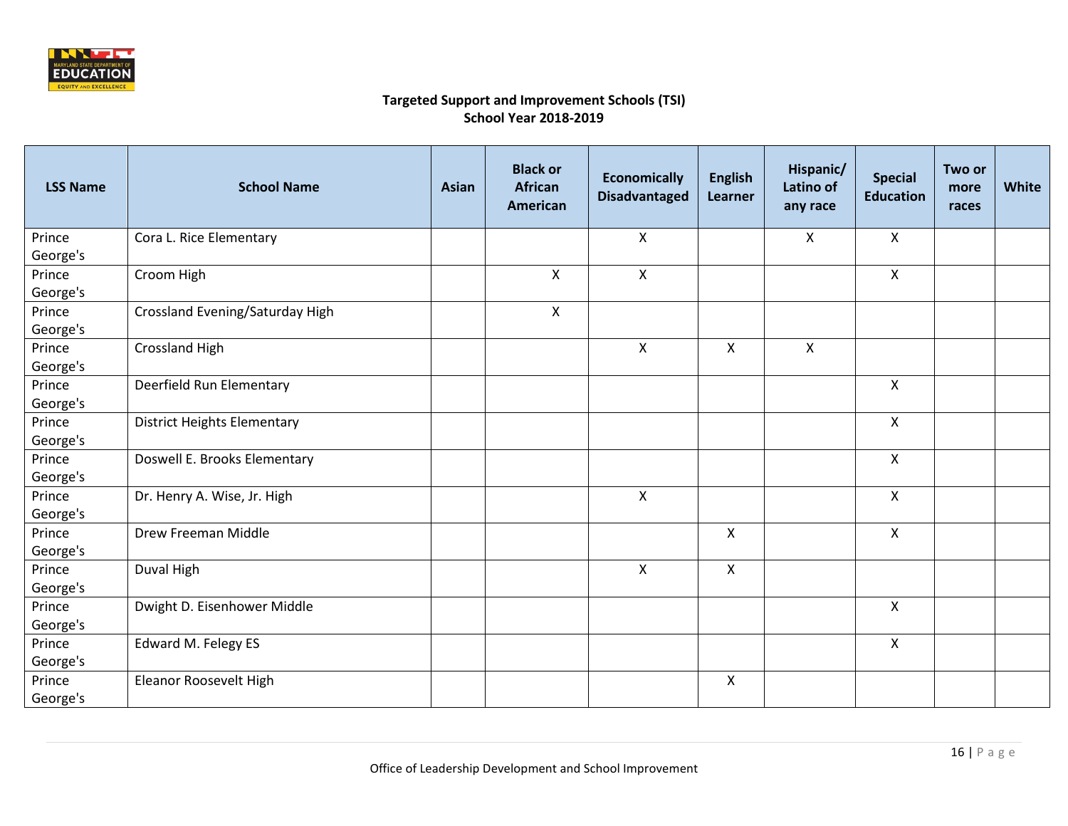**Targeted Support and Improvement Schools (TSI)**
**School Year 2018-2019**

| LSS Name | School Name | Asian | Black or African American | Economically Disadvantaged | English Learner | Hispanic/ Latino of any race | Special Education | Two or more races | White |
|---|---|---|---|---|---|---|---|---|---|
| Prince George's | Cora L. Rice Elementary | | | X | | X | X | | |
| Prince George's | Croom High | | X | X | | | X | | |
| Prince George's | Crossland Evening/Saturday High | | X | | | | | | |
| Prince George's | Crossland High | | | X | X | X | | | |
| Prince George's | Deerfield Run Elementary | | | | | | X | | |
| Prince George's | District Heights Elementary | | | | | | X | | |
| Prince George's | Doswell E. Brooks Elementary | | | | | | X | | |
| Prince George's | Dr. Henry A. Wise, Jr. High | | | X | | | X | | |
| Prince George's | Drew Freeman Middle | | | | X | | X | | |
| Prince George's | Duval High | | | X | X | | | | |
| Prince George's | Dwight D. Eisenhower Middle | | | | | | X | | |
| Prince George's | Edward M. Felegy ES | | | | | | X | | |
| Prince George's | Eleanor Roosevelt High | | | | X | | | | |

Office of Leadership Development and School Improvement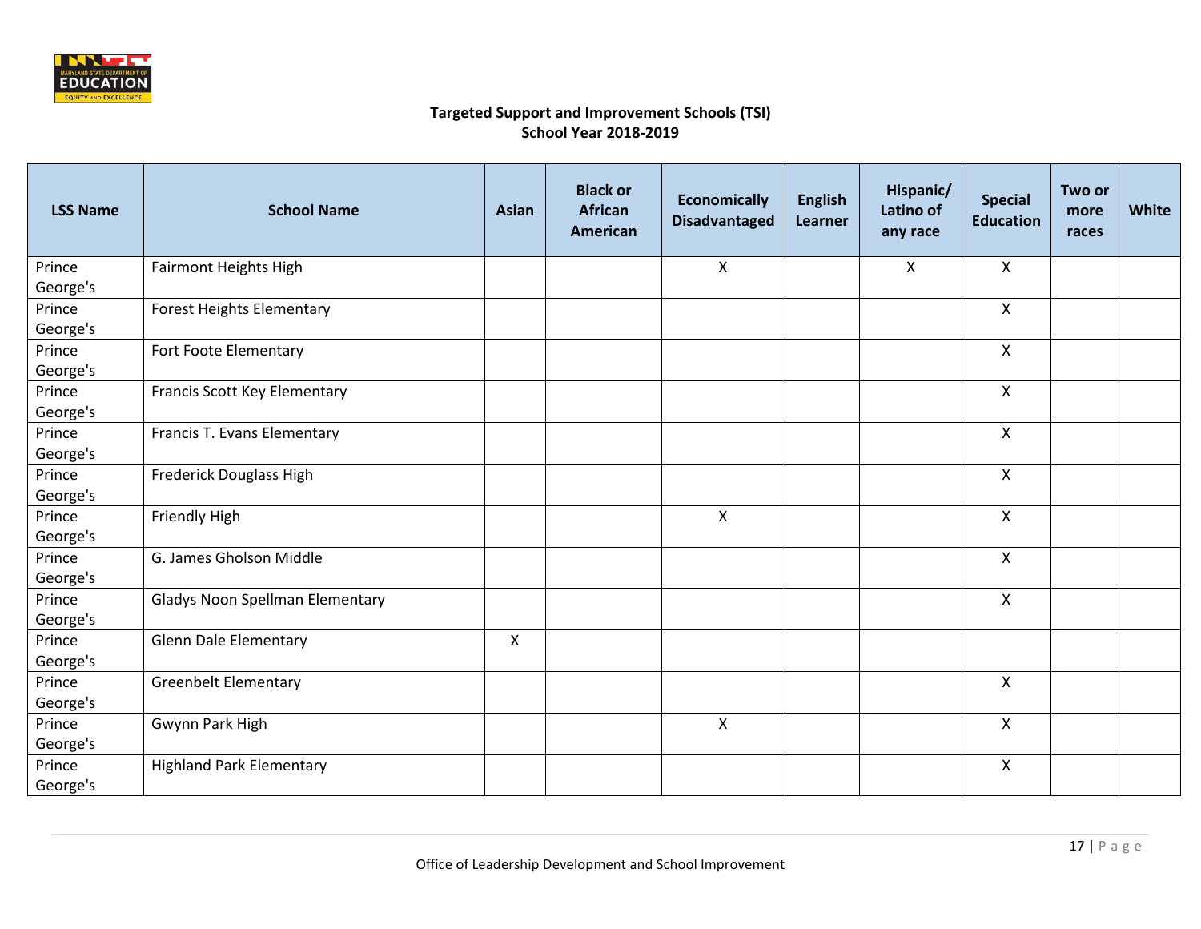## Targeted Support and Improvement Schools (TSI)
## School Year 2018-2019

| LSS Name | School Name | Asian | Black or African American | Economically Disadvantaged | English Learner | Hispanic/ Latino of any race | Special Education | Two or more races | White |
|---|---|---|---|---|---|---|---|---|---|
| Prince George's | Fairmont Heights High | | | X | | X | X | | |
| Prince George's | Forest Heights Elementary | | | | | | X | | |
| Prince George's | Fort Foote Elementary | | | | | | X | | |
| Prince George's | Francis Scott Key Elementary | | | | | | X | | |
| Prince George's | Francis T. Evans Elementary | | | | | | X | | |
| Prince George's | Frederick Douglass High | | | | | | X | | |
| Prince George's | Friendly High | | | X | | | X | | |
| Prince George's | G. James Gholson Middle | | | | | | X | | |
| Prince George's | Gladys Noon Spellman Elementary | | | | | | X | | |
| Prince George's | Glenn Dale Elementary | X | | | | | | | |
| Prince George's | Greenbelt Elementary | | | | | | X | | |
| Prince George's | Gwynn Park High | | | X | | | X | | |
| Prince George's | Highland Park Elementary | | | | | | X | | |

Office of Leadership Development and School Improvement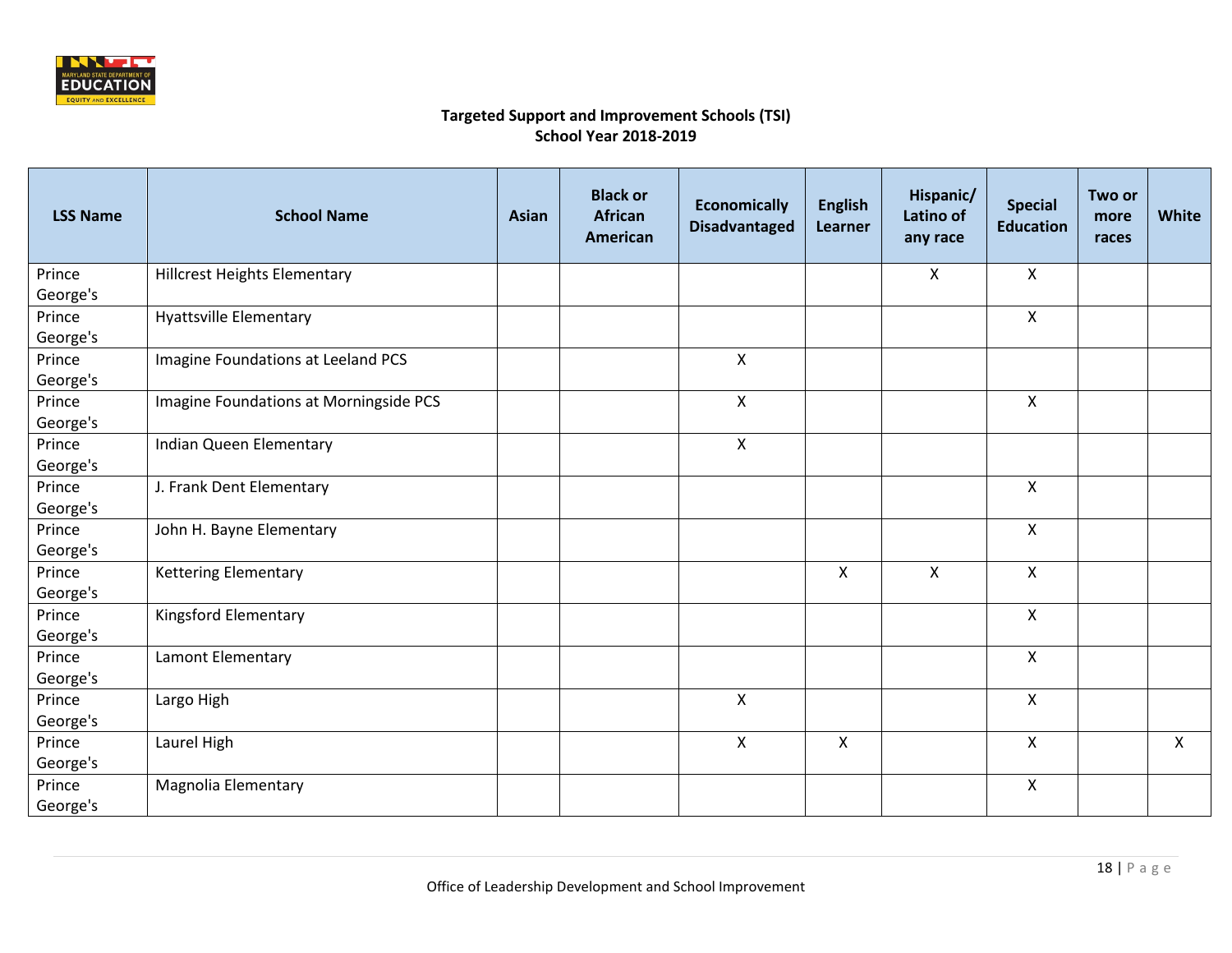**Targeted Support and Improvement Schools (TSI)**
**School Year 2018-2019**

| LSS Name | School Name | Asian | Black or African American | Economically Disadvantaged | English Learner | Hispanic/ Latino of any race | Special Education | Two or more races | White |
|---|---|---|---|---|---|---|---|---|---|
| Prince George's | Hillcrest Heights Elementary | | | | | X | X | | |
| Prince George's | Hyattsville Elementary | | | | | | X | | |
| Prince George's | Imagine Foundations at Leeland PCS | | | X | | | | | |
| Prince George's | Imagine Foundations at Morningside PCS | | | X | | | X | | |
| Prince George's | Indian Queen Elementary | | | X | | | | | |
| Prince George's | J. Frank Dent Elementary | | | | | | X | | |
| Prince George's | John H. Bayne Elementary | | | | | | X | | |
| Prince George's | Kettering Elementary | | | | X | X | X | | |
| Prince George's | Kingsford Elementary | | | | | | X | | |
| Prince George's | Lamont Elementary | | | | | | X | | |
| Prince George's | Largo High | | | X | | | X | | |
| Prince George's | Laurel High | | | X | X | | X | | X |
| Prince George's | Magnolia Elementary | | | | | | X | | |

Office of Leadership Development and School Improvement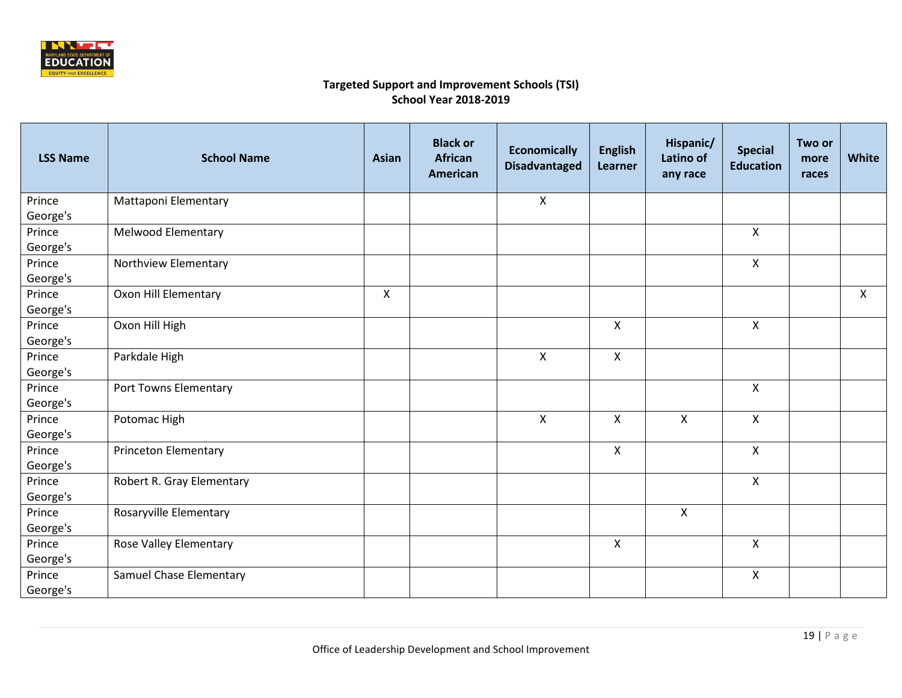**Targeted Support and Improvement Schools (TSI)**
**School Year 2018-2019**

| LSS Name | School Name | Asian | Black or African American | Economically Disadvantaged | English Learner | Hispanic/ Latino of any race | Special Education | Two or more races | White |
|---|---|---|---|---|---|---|---|---|---|
| Prince George's | Mattaponi Elementary | | | X | | | | | |
| Prince George's | Melwood Elementary | | | | | | X | | |
| Prince George's | Northview Elementary | | | | | | X | | |
| Prince George's | Oxon Hill Elementary | X | | | | | | | X |
| Prince George's | Oxon Hill High | | | | X | | X | | |
| Prince George's | Parkdale High | | | X | X | | | | |
| Prince George's | Port Towns Elementary | | | | | | X | | |
| Prince George's | Potomac High | | | X | X | X | X | | |
| Prince George's | Princeton Elementary | | | | X | | X | | |
| Prince George's | Robert R. Gray Elementary | | | | | | X | | |
| Prince George's | Rosaryville Elementary | | | | | X | | | |
| Prince George's | Rose Valley Elementary | | | | X | | X | | |
| Prince George's | Samuel Chase Elementary | | | | | | X | | |

Office of Leadership Development and School Improvement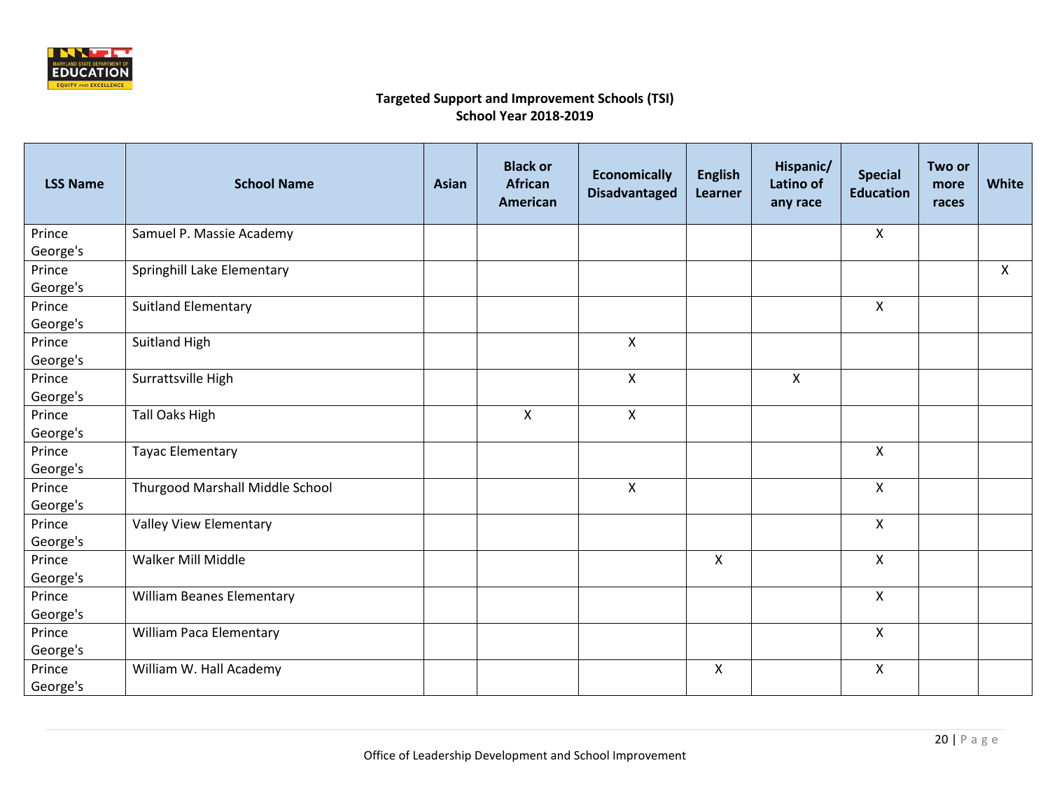**Targeted Support and Improvement Schools (TSI)**
**School Year 2018-2019**

| LSS Name | School Name | Asian | Black or African American | Economically Disadvantaged | English Learner | Hispanic/ Latino of any race | Special Education | Two or more races | White |
|---|---|---|---|---|---|---|---|---|---|
| Prince George's | Samuel P. Massie Academy | | | | | | X | | |
| Prince George's | Springhill Lake Elementary | | | | | | | | X |
| Prince George's | Suitland Elementary | | | | | | X | | |
| Prince George's | Suitland High | | | X | | | | | |
| Prince George's | Surrattsville High | | | X | | X | | | |
| Prince George's | Tall Oaks High | | X | X | | | | | |
| Prince George's | Tayac Elementary | | | | | | X | | |
| Prince George's | Thurgood Marshall Middle School | | | X | | | X | | |
| Prince George's | Valley View Elementary | | | | | | X | | |
| Prince George's | Walker Mill Middle | | | | X | | X | | |
| Prince George's | William Beanes Elementary | | | | | | X | | |
| Prince George's | William Paca Elementary | | | | | | X | | |
| Prince George's | William W. Hall Academy | | | | X | | X | | |

Office of Leadership Development and School Improvement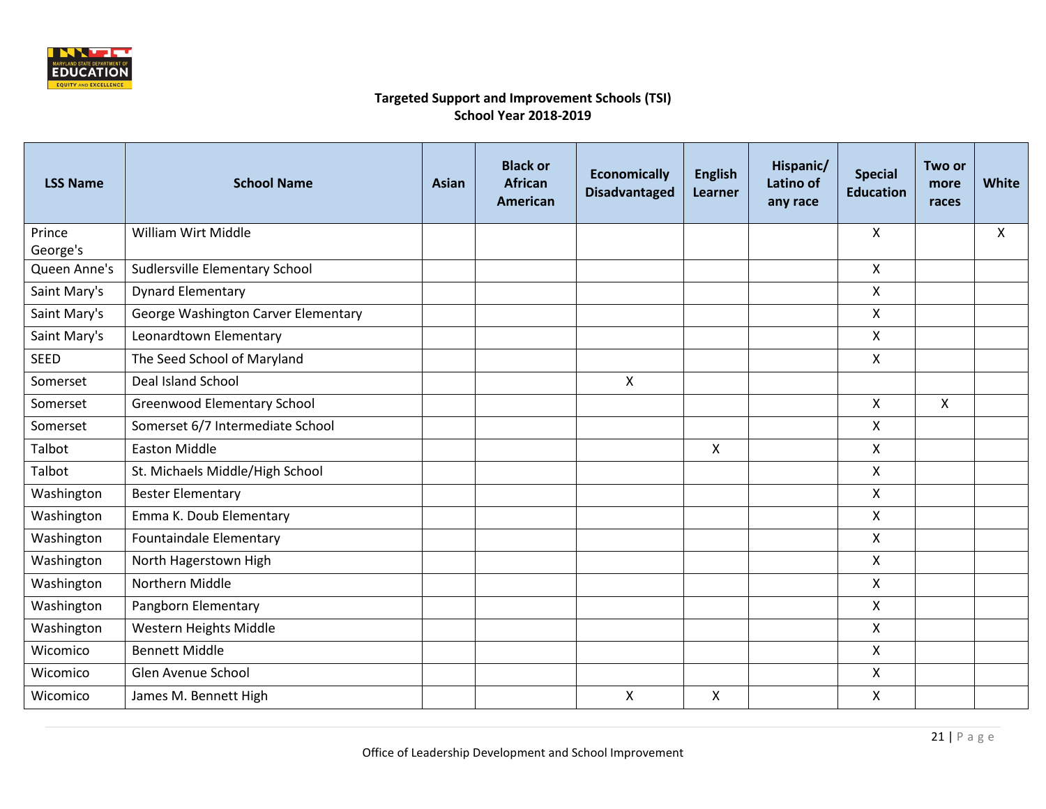**Targeted Support and Improvement Schools (TSI)**
**School Year 2018-2019**

| LSS Name | School Name | Asian | Black or African American | Economically Disadvantaged | English Learner | Hispanic/ Latino of any race | Special Education | Two or more races | White |
|---|---|---|---|---|---|---|---|---|---|
| Prince George's | William Wirt Middle | | | | | | X | | X |
| Queen Anne's | Sudlersville Elementary School | | | | | | X | | |
| Saint Mary's | Dynard Elementary | | | | | | X | | |
| Saint Mary's | George Washington Carver Elementary | | | | | | X | | |
| Saint Mary's | Leonardtown Elementary | | | | | | X | | |
| SEED | The Seed School of Maryland | | | | | | X | | |
| Somerset | Deal Island School | | | X | | | | | |
| Somerset | Greenwood Elementary School | | | | | | X | X | |
| Somerset | Somerset 6/7 Intermediate School | | | | | | X | | |
| Talbot | Easton Middle | | | | X | | X | | |
| Talbot | St. Michaels Middle/High School | | | | | | X | | |
| Washington | Bester Elementary | | | | | | X | | |
| Washington | Emma K. Doub Elementary | | | | | | X | | |
| Washington | Fountaindale Elementary | | | | | | X | | |
| Washington | North Hagerstown High | | | | | | X | | |
| Washington | Northern Middle | | | | | | X | | |
| Washington | Pangborn Elementary | | | | | | X | | |
| Washington | Western Heights Middle | | | | | | X | | |
| Wicomico | Bennett Middle | | | | | | X | | |
| Wicomico | Glen Avenue School | | | | | | X | | |
| Wicomico | James M. Bennett High | | | X | X | | X | | |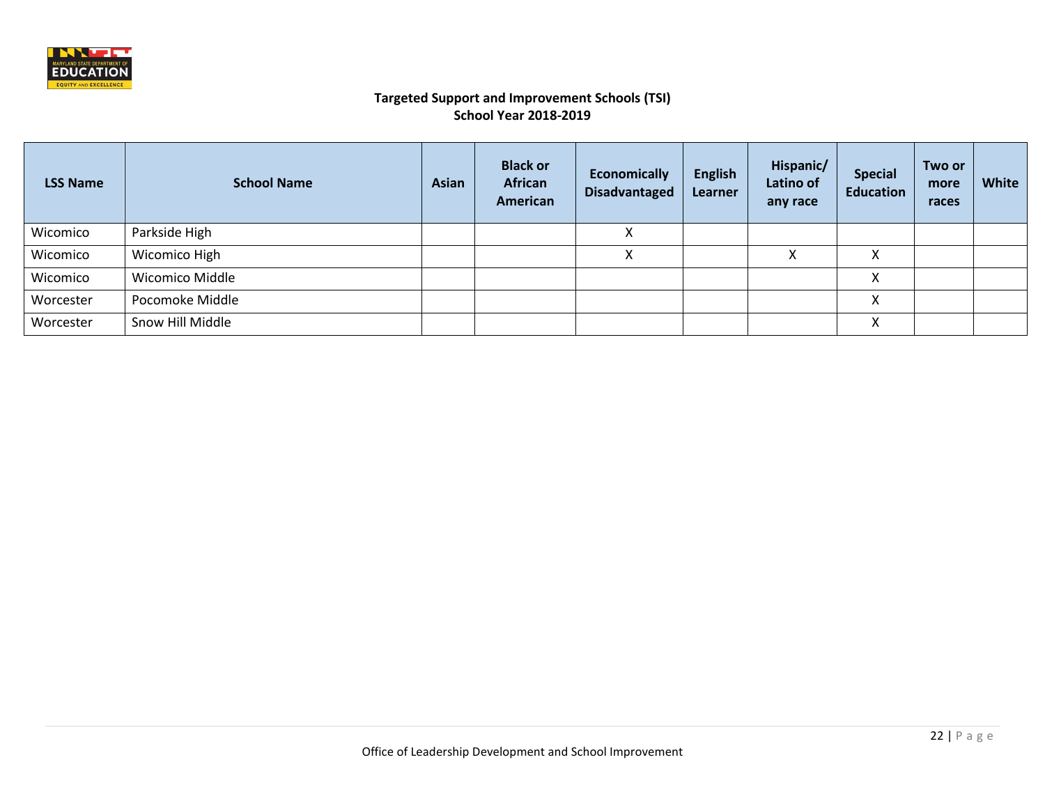**Targeted Support and Improvement Schools (TSI)**
**School Year 2018-2019**

| LSS Name | School Name | Asian | Black or African American | Economically Disadvantaged | English Learner | Hispanic/ Latino of any race | Special Education | Two or more races | White |
|---|---|---|---|---|---|---|---|---|---|
| Wicomico | Parkside High | | | X | | | | | |
| Wicomico | Wicomico High | | | X | | X | X | | |
| Wicomico | Wicomico Middle | | | | | | X | | |
| Worcester | Pocomoke Middle | | | | | | X | | |
| Worcester | Snow Hill Middle | | | | | | X | | |